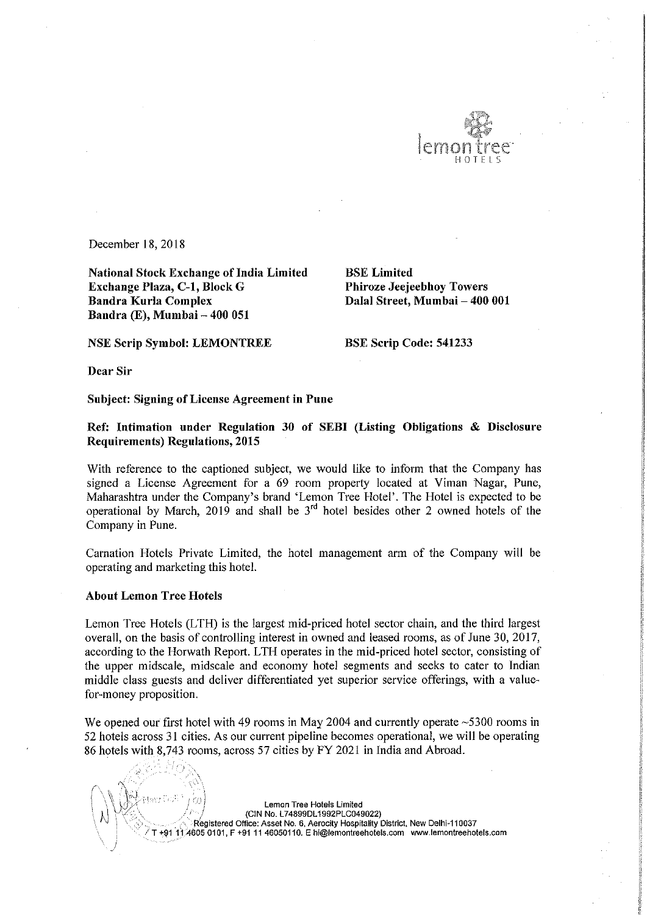December 18, 2018

**National Stock Exchange of India Limited**
**Exchange Plaza, C-1, Block G**
**Bandra Kurla Complex**
**Bandra (E), Mumbai – 400 051**

**BSE Limited**
**Phiroze Jeejeebhoy Towers**
**Dalal Street, Mumbai – 400 001**

**NSE Scrip Symbol: LEMONTREE**

**BSE Scrip Code: 541233**

**Dear Sir**

**Subject: Signing of License Agreement in Pune**

**Ref: Intimation under Regulation 30 of SEBI (Listing Obligations & Disclosure Requirements) Regulations, 2015**

With reference to the captioned subject, we would like to inform that the Company has signed a License Agreement for a 69 room property located at Viman Nagar, Pune, Maharashtra under the Company's brand 'Lemon Tree Hotel'. The Hotel is expected to be operational by March, 2019 and shall be 3rd hotel besides other 2 owned hotels of the Company in Pune.

Carnation Hotels Private Limited, the hotel management arm of the Company will be operating and marketing this hotel.

## About Lemon Tree Hotels

Lemon Tree Hotels (LTH) is the largest mid-priced hotel sector chain, and the third largest overall, on the basis of controlling interest in owned and leased rooms, as of June 30, 2017, according to the Horwath Report. LTH operates in the mid-priced hotel sector, consisting of the upper midscale, midscale and economy hotel segments and seeks to cater to Indian middle class guests and deliver differentiated yet superior service offerings, with a value-for-money proposition.

We opened our first hotel with 49 rooms in May 2004 and currently operate ~5300 rooms in 52 hotels across 31 cities. As our current pipeline becomes operational, we will be operating 86 hotels with 8,743 rooms, across 57 cities by FY 2021 in India and Abroad.

Lemon Tree Hotels Limited
(CIN No. L74899DL1992PLC049022)
Registered Office: Asset No. 6, Aerocity Hospitality District, New Delhi-110037
T +91 11 4605 0101, F +91 11 46050110. E hi@lemontreehotels.com www.lemontreehotels.com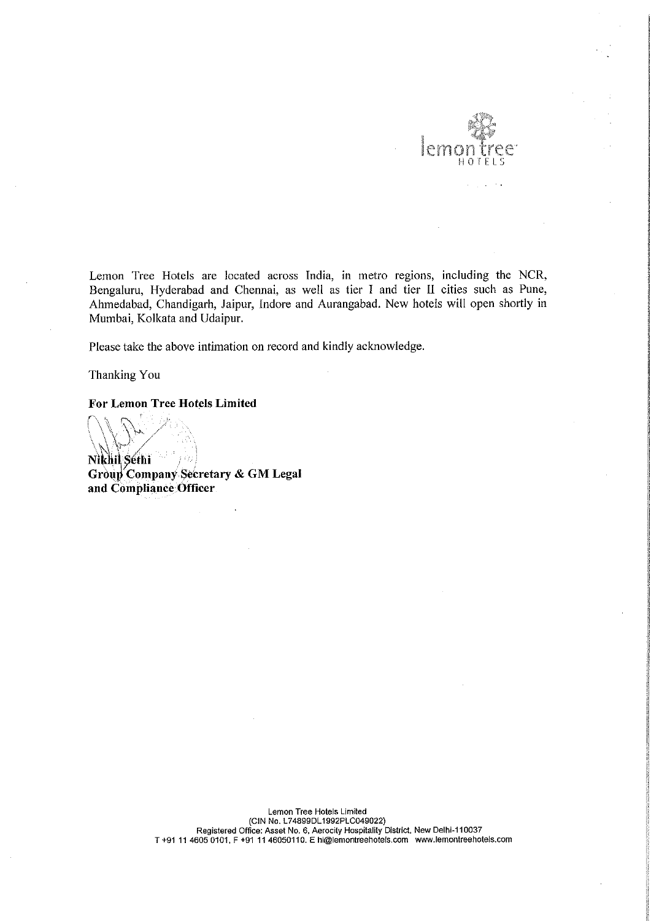Lemon Tree Hotels are located across India, in metro regions, including the NCR, Bengaluru, Hyderabad and Chennai, as well as tier I and tier II cities such as Pune, Ahmedabad, Chandigarh, Jaipur, Indore and Aurangabad. New hotels will open shortly in Mumbai, Kolkata and Udaipur.

Please take the above intimation on record and kindly acknowledge.

Thanking You

**For Lemon Tree Hotels Limited**

**Nikhil Sethi**
**Group Company Secretary & GM Legal and Compliance Officer**

Lemon Tree Hotels Limited
(CIN No. L74899DL1992PLC049022)
Registered Office: Asset No. 6, Aerocity Hospitality District, New Delhi-110037
T +91 11 4605 0101, F +91 11 46050110. E hi@lemontreehotels.com www.lemontreehotels.com